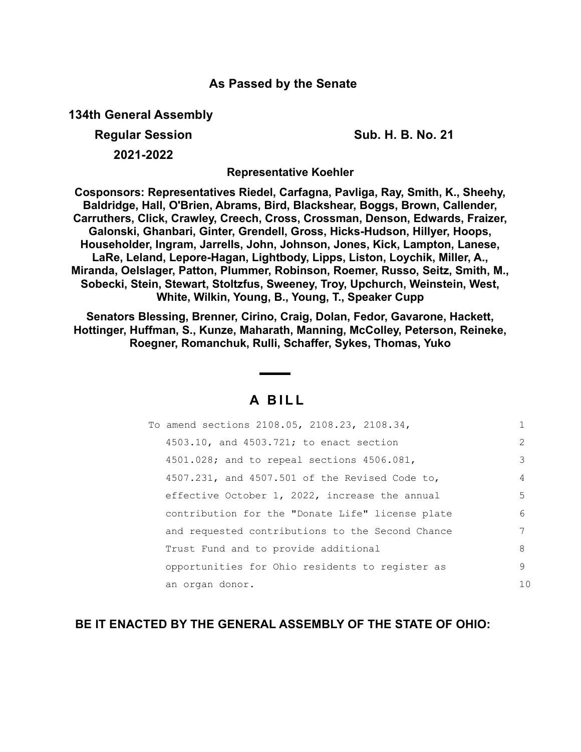**As Passed by the Senate**

**134th General Assembly**

**Regular Session** **Sub. H. B. No. 21**

**2021-2022**

**Representative Koehler**

**Cosponsors: Representatives Riedel, Carfagna, Pavliga, Ray, Smith, K., Sheehy, Baldridge, Hall, O'Brien, Abrams, Bird, Blackshear, Boggs, Brown, Callender, Carruthers, Click, Crawley, Creech, Cross, Crossman, Denson, Edwards, Fraizer, Galonski, Ghanbari, Ginter, Grendell, Gross, Hicks-Hudson, Hillyer, Hoops, Householder, Ingram, Jarrells, John, Johnson, Jones, Kick, Lampton, Lanese, LaRe, Leland, Lepore-Hagan, Lightbody, Lipps, Liston, Loychik, Miller, A., Miranda, Oelslager, Patton, Plummer, Robinson, Roemer, Russo, Seitz, Smith, M., Sobecki, Stein, Stewart, Stoltzfus, Sweeney, Troy, Upchurch, Weinstein, West, White, Wilkin, Young, B., Young, T., Speaker Cupp**

**Senators Blessing, Brenner, Cirino, Craig, Dolan, Fedor, Gavarone, Hackett, Hottinger, Huffman, S., Kunze, Maharath, Manning, McColley, Peterson, Reineke, Roegner, Romanchuk, Rulli, Schaffer, Sykes, Thomas, Yuko**

# A BILL

To amend sections 2108.05, 2108.23, 2108.34, 4503.10, and 4503.721; to enact section 4501.028; and to repeal sections 4506.081, 4507.231, and 4507.501 of the Revised Code to, effective October 1, 2022, increase the annual contribution for the "Donate Life" license plate and requested contributions to the Second Chance Trust Fund and to provide additional opportunities for Ohio residents to register as an organ donor.

**BE IT ENACTED BY THE GENERAL ASSEMBLY OF THE STATE OF OHIO:**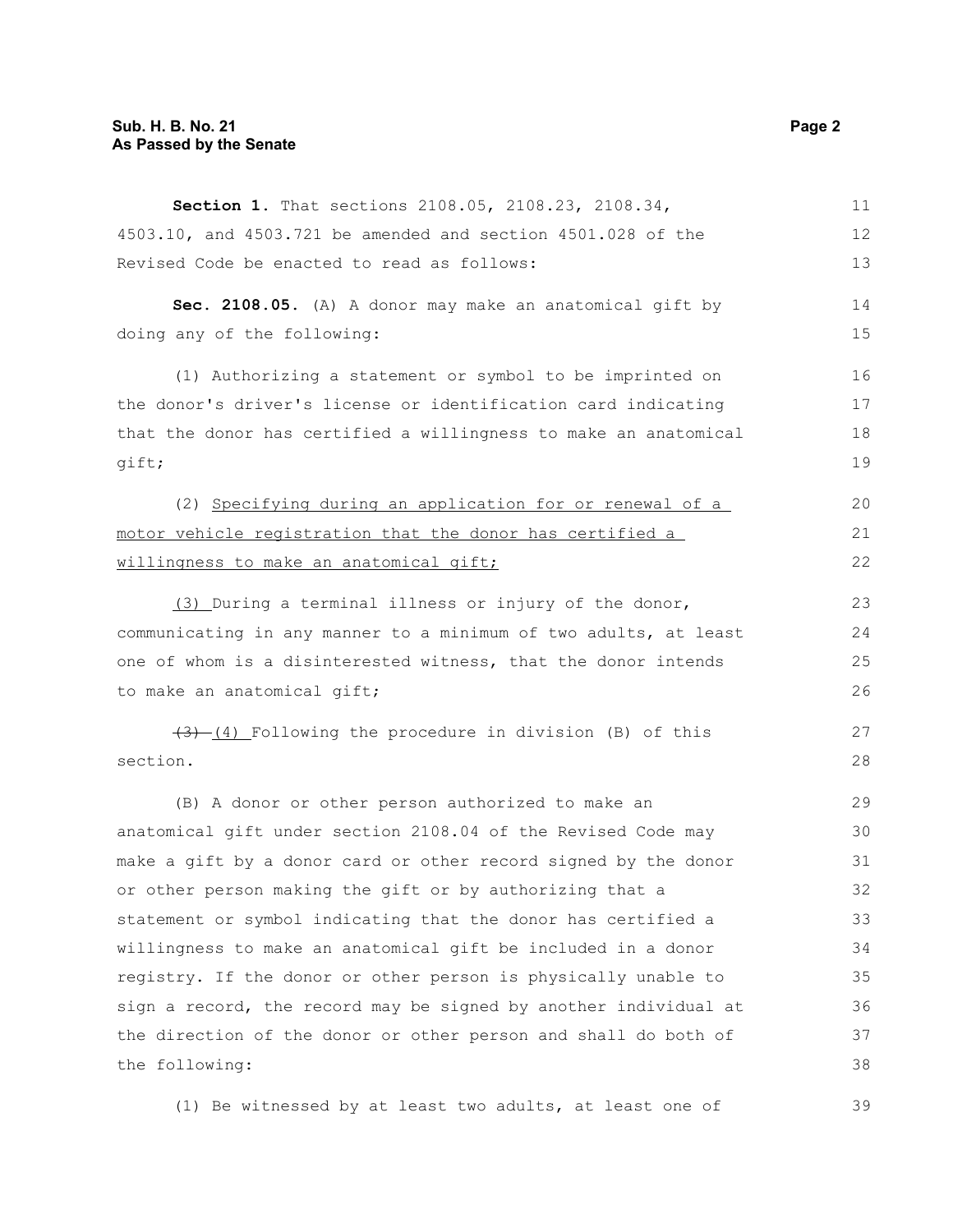**Section 1.** That sections 2108.05, 2108.23, 2108.34, 4503.10, and 4503.721 be amended and section 4501.028 of the Revised Code be enacted to read as follows:

**Sec. 2108.05.** (A) A donor may make an anatomical gift by doing any of the following:

(1) Authorizing a statement or symbol to be imprinted on the donor's driver's license or identification card indicating that the donor has certified a willingness to make an anatomical gift;

(2) Specifying during an application for or renewal of a motor vehicle registration that the donor has certified a willingness to make an anatomical gift;

(3) During a terminal illness or injury of the donor, communicating in any manner to a minimum of two adults, at least one of whom is a disinterested witness, that the donor intends to make an anatomical gift;

~~(3)~~ (4) Following the procedure in division (B) of this section.

(B) A donor or other person authorized to make an anatomical gift under section 2108.04 of the Revised Code may make a gift by a donor card or other record signed by the donor or other person making the gift or by authorizing that a statement or symbol indicating that the donor has certified a willingness to make an anatomical gift be included in a donor registry. If the donor or other person is physically unable to sign a record, the record may be signed by another individual at the direction of the donor or other person and shall do both of the following:

(1) Be witnessed by at least two adults, at least one of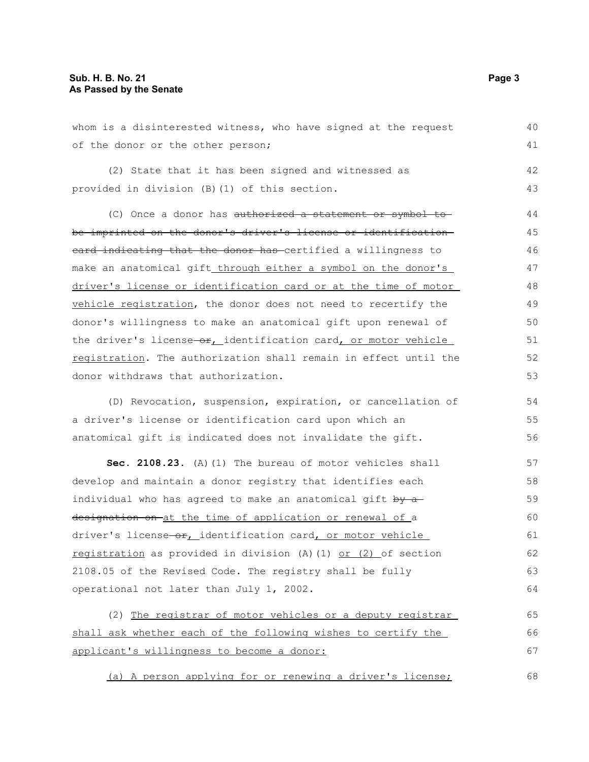whom is a disinterested witness, who have signed at the request of the donor or the other person;

(2) State that it has been signed and witnessed as provided in division (B)(1) of this section.

(C) Once a donor has ~~authorized a statement or symbol to be imprinted on the donor's driver's license or identification card indicating that the donor has~~ certified a willingness to make an anatomical gift <u>through either a symbol on the donor's driver's license or identification card or at the time of motor vehicle registration</u>, the donor does not need to recertify the donor's willingness to make an anatomical gift upon renewal of the driver's license ~~or~~<u>,</u> identification card<u>, or motor vehicle registration</u>. The authorization shall remain in effect until the donor withdraws that authorization.

(D) Revocation, suspension, expiration, or cancellation of a driver's license or identification card upon which an anatomical gift is indicated does not invalidate the gift.

**Sec. 2108.23.** (A)(1) The bureau of motor vehicles shall develop and maintain a donor registry that identifies each individual who has agreed to make an anatomical gift ~~by a designation on~~ <u>at the time of application or renewal of</u> a driver's license ~~or~~<u>,</u> identification card<u>, or motor vehicle registration</u> as provided in division (A)(1) <u>or (2)</u> of section 2108.05 of the Revised Code. The registry shall be fully operational not later than July 1, 2002.

(2) <u>The registrar of motor vehicles or a deputy registrar shall ask whether each of the following wishes to certify the applicant's willingness to become a donor:</u>

<u>(a) A person applying for or renewing a driver's license;</u>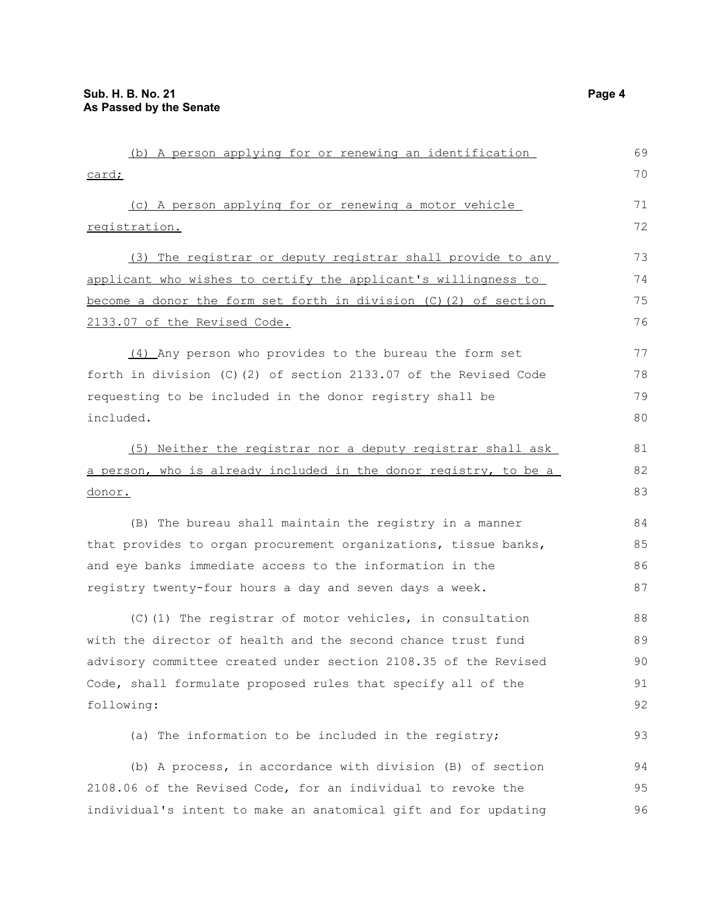(b) A person applying for or renewing an identification card;

(c) A person applying for or renewing a motor vehicle registration.

(3) The registrar or deputy registrar shall provide to any applicant who wishes to certify the applicant's willingness to become a donor the form set forth in division (C)(2) of section 2133.07 of the Revised Code.

(4) Any person who provides to the bureau the form set forth in division (C)(2) of section 2133.07 of the Revised Code requesting to be included in the donor registry shall be included.

(5) Neither the registrar nor a deputy registrar shall ask a person, who is already included in the donor registry, to be a donor.

(B) The bureau shall maintain the registry in a manner that provides to organ procurement organizations, tissue banks, and eye banks immediate access to the information in the registry twenty-four hours a day and seven days a week.

(C)(1) The registrar of motor vehicles, in consultation with the director of health and the second chance trust fund advisory committee created under section 2108.35 of the Revised Code, shall formulate proposed rules that specify all of the following:

(a) The information to be included in the registry;

(b) A process, in accordance with division (B) of section 2108.06 of the Revised Code, for an individual to revoke the individual's intent to make an anatomical gift and for updating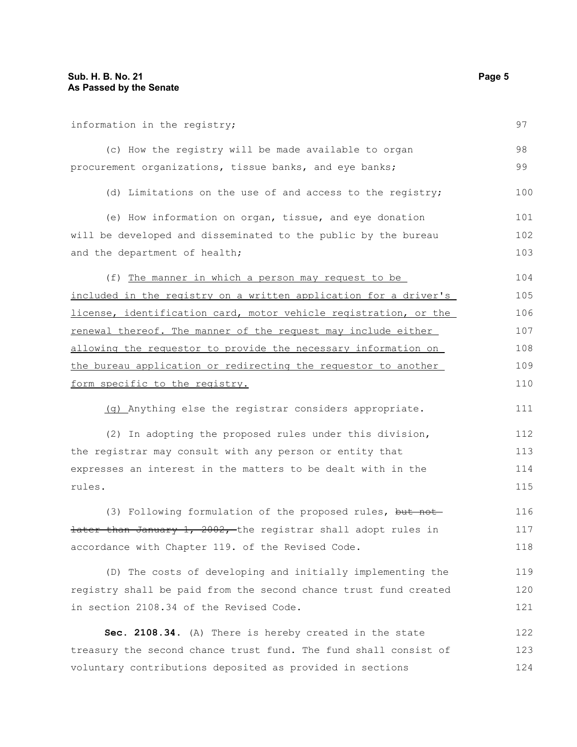information in the registry;

(c) How the registry will be made available to organ procurement organizations, tissue banks, and eye banks;

(d) Limitations on the use of and access to the registry;

(e) How information on organ, tissue, and eye donation will be developed and disseminated to the public by the bureau and the department of health;

(f) <u>The manner in which a person may request to be included in the registry on a written application for a driver's license, identification card, motor vehicle registration, or the renewal thereof. The manner of the request may include either allowing the requestor to provide the necessary information on the bureau application or redirecting the requestor to another form specific to the registry.</u>

<u>(g)</u> Anything else the registrar considers appropriate.

(2) In adopting the proposed rules under this division, the registrar may consult with any person or entity that expresses an interest in the matters to be dealt with in the rules.

(3) Following formulation of the proposed rules, ~~but not later than January 1, 2002,~~ the registrar shall adopt rules in accordance with Chapter 119. of the Revised Code.

(D) The costs of developing and initially implementing the registry shall be paid from the second chance trust fund created in section 2108.34 of the Revised Code.

**Sec. 2108.34.** (A) There is hereby created in the state treasury the second chance trust fund. The fund shall consist of voluntary contributions deposited as provided in sections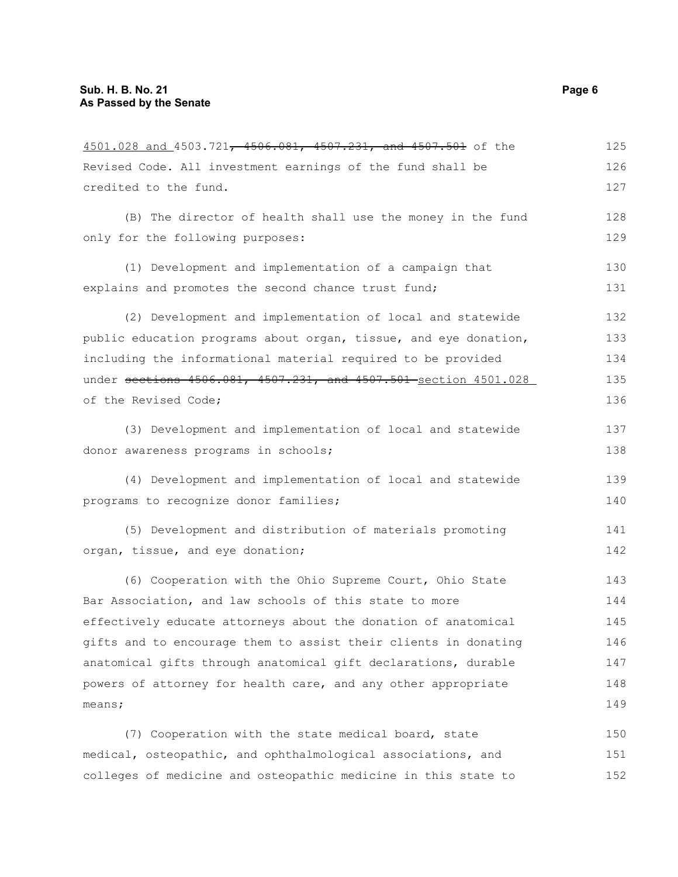4501.028 and 4503.721~~, 4506.081, 4507.231, and 4507.501~~ of the Revised Code. All investment earnings of the fund shall be credited to the fund.

(B) The director of health shall use the money in the fund only for the following purposes:

(1) Development and implementation of a campaign that explains and promotes the second chance trust fund;

(2) Development and implementation of local and statewide public education programs about organ, tissue, and eye donation, including the informational material required to be provided under ~~sections 4506.081, 4507.231, and 4507.501~~ section 4501.028 of the Revised Code;

(3) Development and implementation of local and statewide donor awareness programs in schools;

(4) Development and implementation of local and statewide programs to recognize donor families;

(5) Development and distribution of materials promoting organ, tissue, and eye donation;

(6) Cooperation with the Ohio Supreme Court, Ohio State Bar Association, and law schools of this state to more effectively educate attorneys about the donation of anatomical gifts and to encourage them to assist their clients in donating anatomical gifts through anatomical gift declarations, durable powers of attorney for health care, and any other appropriate means;

(7) Cooperation with the state medical board, state medical, osteopathic, and ophthalmological associations, and colleges of medicine and osteopathic medicine in this state to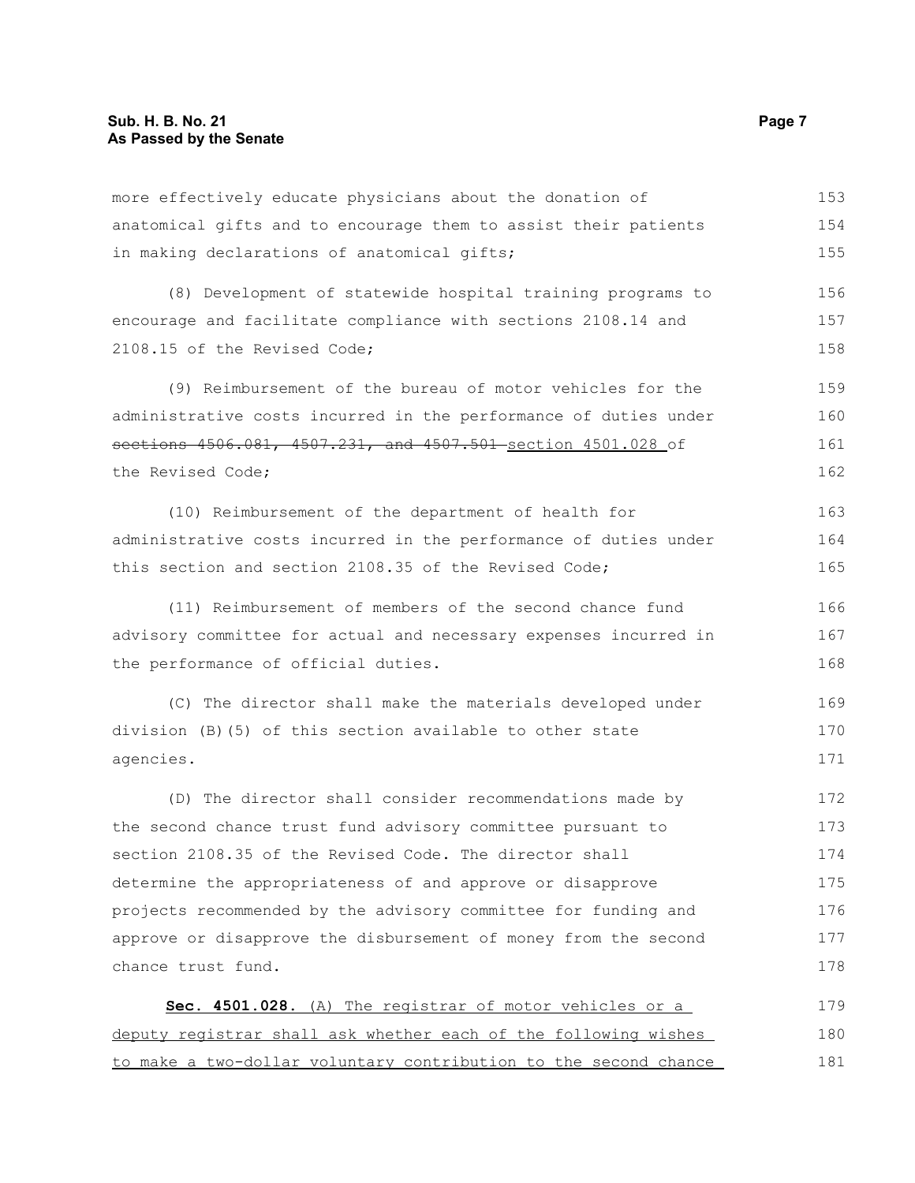more effectively educate physicians about the donation of anatomical gifts and to encourage them to assist their patients in making declarations of anatomical gifts;

(8) Development of statewide hospital training programs to encourage and facilitate compliance with sections 2108.14 and 2108.15 of the Revised Code;

(9) Reimbursement of the bureau of motor vehicles for the administrative costs incurred in the performance of duties under ~~sections 4506.081, 4507.231, and 4507.501~~ <u>section 4501.028</u> of the Revised Code;

(10) Reimbursement of the department of health for administrative costs incurred in the performance of duties under this section and section 2108.35 of the Revised Code;

(11) Reimbursement of members of the second chance fund advisory committee for actual and necessary expenses incurred in the performance of official duties.

(C) The director shall make the materials developed under division (B)(5) of this section available to other state agencies.

(D) The director shall consider recommendations made by the second chance trust fund advisory committee pursuant to section 2108.35 of the Revised Code. The director shall determine the appropriateness of and approve or disapprove projects recommended by the advisory committee for funding and approve or disapprove the disbursement of money from the second chance trust fund.

<u>**Sec. 4501.028.** (A) The registrar of motor vehicles or a deputy registrar shall ask whether each of the following wishes to make a two-dollar voluntary contribution to the second chance</u>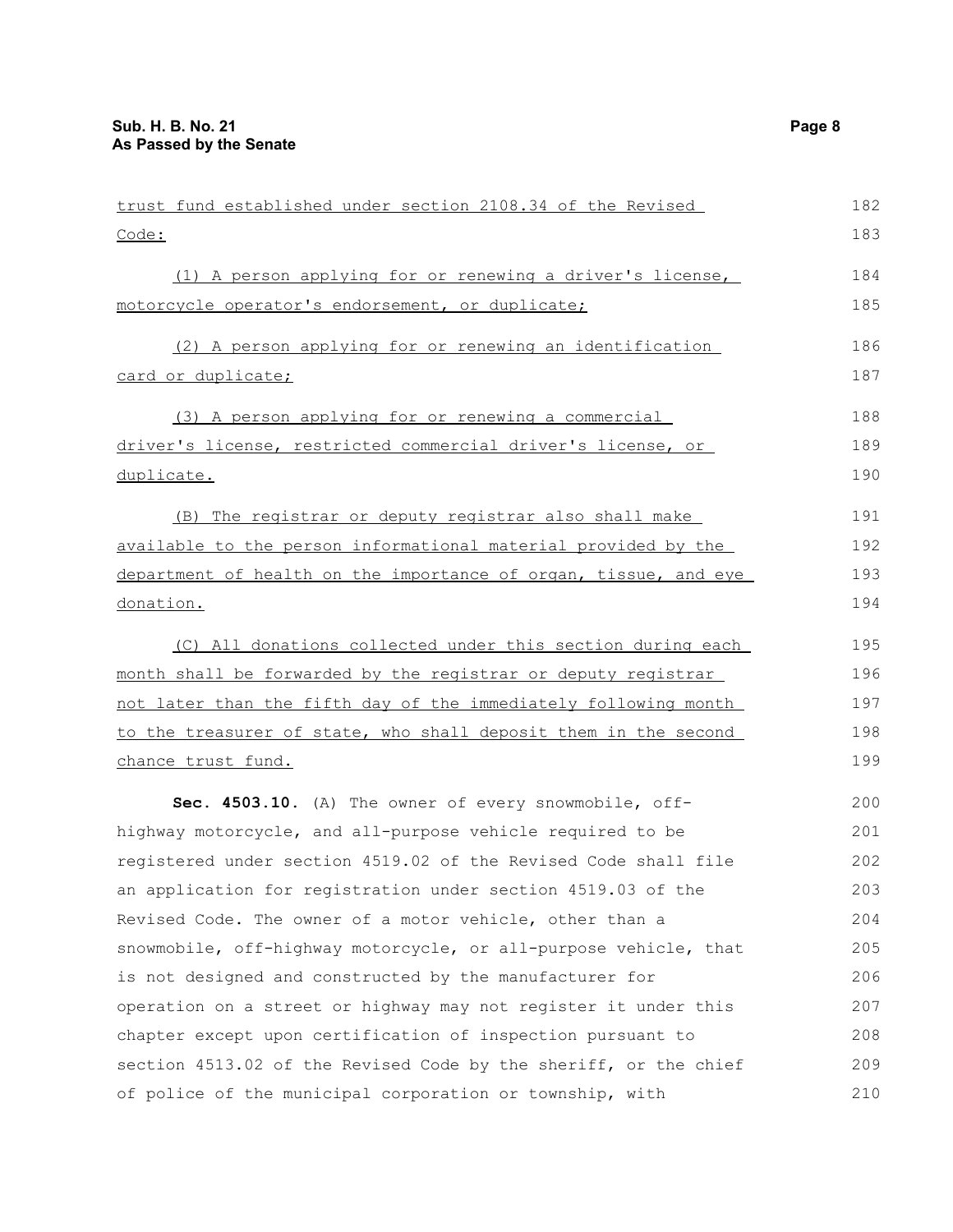trust fund established under section 2108.34 of the Revised Code:

(1) A person applying for or renewing a driver's license, motorcycle operator's endorsement, or duplicate;

(2) A person applying for or renewing an identification card or duplicate;

(3) A person applying for or renewing a commercial driver's license, restricted commercial driver's license, or duplicate.

(B) The registrar or deputy registrar also shall make available to the person informational material provided by the department of health on the importance of organ, tissue, and eye donation.

(C) All donations collected under this section during each month shall be forwarded by the registrar or deputy registrar not later than the fifth day of the immediately following month to the treasurer of state, who shall deposit them in the second chance trust fund.

**Sec. 4503.10.** (A) The owner of every snowmobile, off-highway motorcycle, and all-purpose vehicle required to be registered under section 4519.02 of the Revised Code shall file an application for registration under section 4519.03 of the Revised Code. The owner of a motor vehicle, other than a snowmobile, off-highway motorcycle, or all-purpose vehicle, that is not designed and constructed by the manufacturer for operation on a street or highway may not register it under this chapter except upon certification of inspection pursuant to section 4513.02 of the Revised Code by the sheriff, or the chief of police of the municipal corporation or township, with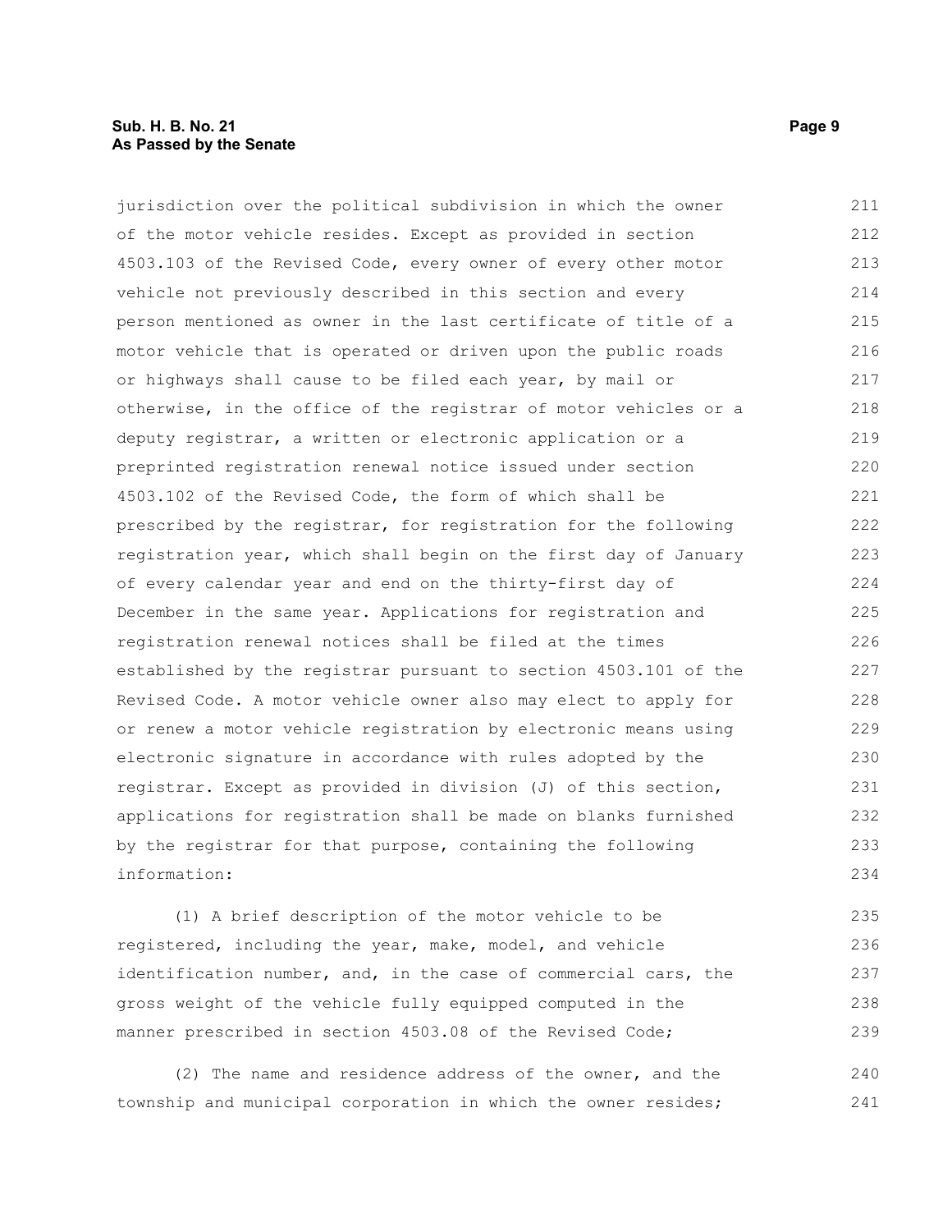jurisdiction over the political subdivision in which the owner of the motor vehicle resides. Except as provided in section 4503.103 of the Revised Code, every owner of every other motor vehicle not previously described in this section and every person mentioned as owner in the last certificate of title of a motor vehicle that is operated or driven upon the public roads or highways shall cause to be filed each year, by mail or otherwise, in the office of the registrar of motor vehicles or a deputy registrar, a written or electronic application or a preprinted registration renewal notice issued under section 4503.102 of the Revised Code, the form of which shall be prescribed by the registrar, for registration for the following registration year, which shall begin on the first day of January of every calendar year and end on the thirty-first day of December in the same year. Applications for registration and registration renewal notices shall be filed at the times established by the registrar pursuant to section 4503.101 of the Revised Code. A motor vehicle owner also may elect to apply for or renew a motor vehicle registration by electronic means using electronic signature in accordance with rules adopted by the registrar. Except as provided in division (J) of this section, applications for registration shall be made on blanks furnished by the registrar for that purpose, containing the following information:

(1) A brief description of the motor vehicle to be registered, including the year, make, model, and vehicle identification number, and, in the case of commercial cars, the gross weight of the vehicle fully equipped computed in the manner prescribed in section 4503.08 of the Revised Code;

(2) The name and residence address of the owner, and the township and municipal corporation in which the owner resides;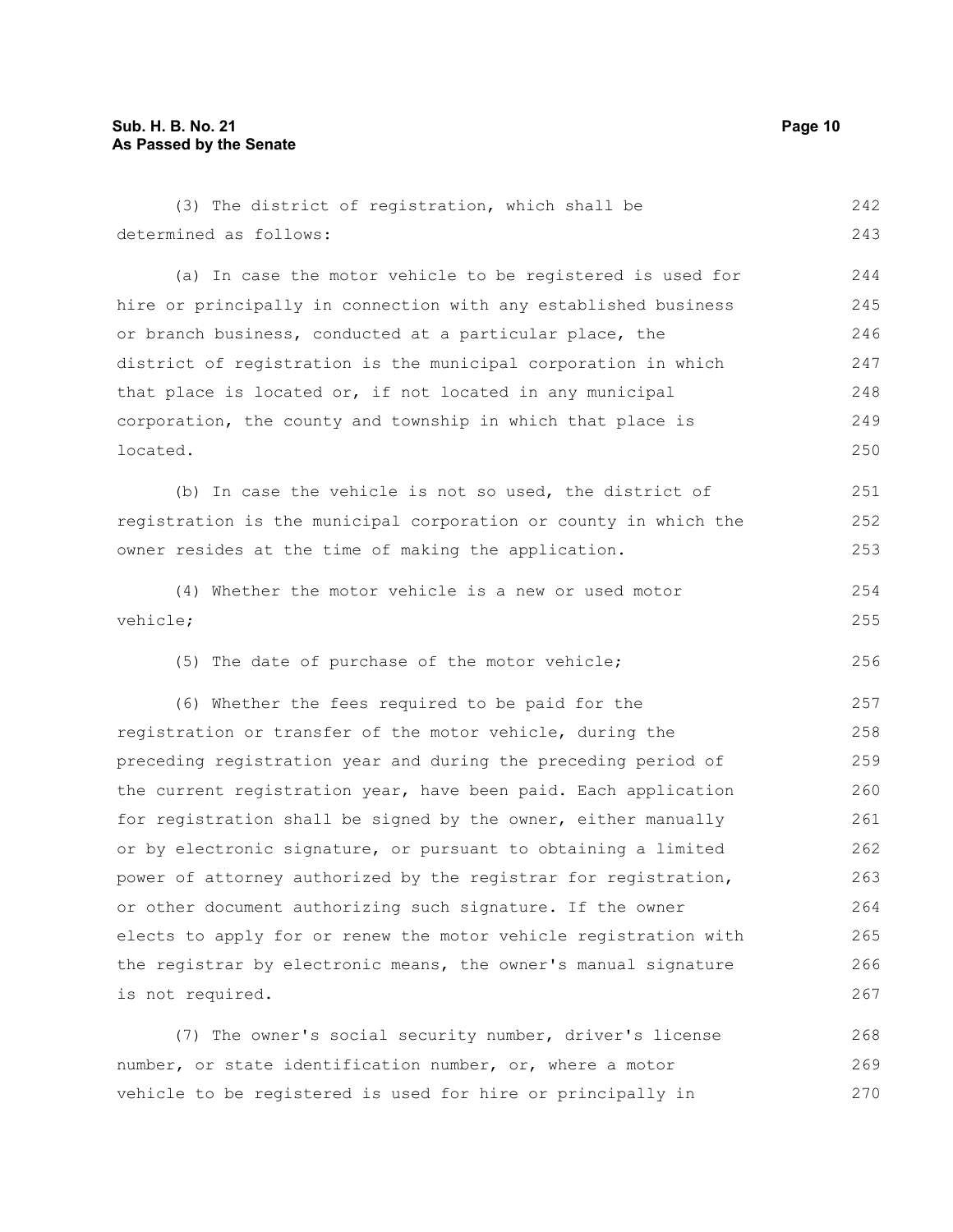(3) The district of registration, which shall be determined as follows:

(a) In case the motor vehicle to be registered is used for hire or principally in connection with any established business or branch business, conducted at a particular place, the district of registration is the municipal corporation in which that place is located or, if not located in any municipal corporation, the county and township in which that place is located.

(b) In case the vehicle is not so used, the district of registration is the municipal corporation or county in which the owner resides at the time of making the application.

(4) Whether the motor vehicle is a new or used motor vehicle;

(5) The date of purchase of the motor vehicle;

(6) Whether the fees required to be paid for the registration or transfer of the motor vehicle, during the preceding registration year and during the preceding period of the current registration year, have been paid. Each application for registration shall be signed by the owner, either manually or by electronic signature, or pursuant to obtaining a limited power of attorney authorized by the registrar for registration, or other document authorizing such signature. If the owner elects to apply for or renew the motor vehicle registration with the registrar by electronic means, the owner's manual signature is not required.

(7) The owner's social security number, driver's license number, or state identification number, or, where a motor vehicle to be registered is used for hire or principally in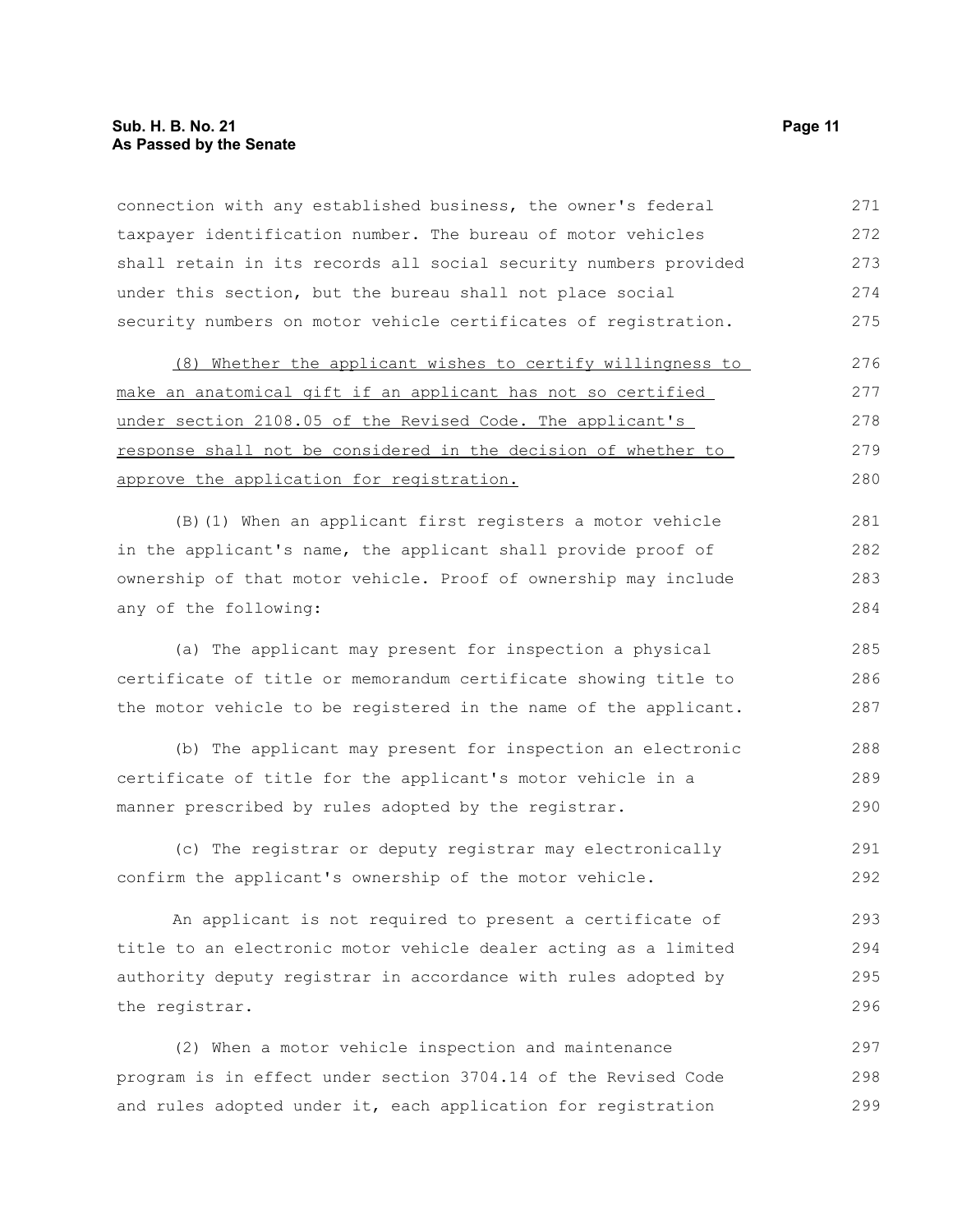connection with any established business, the owner's federal taxpayer identification number. The bureau of motor vehicles shall retain in its records all social security numbers provided under this section, but the bureau shall not place social security numbers on motor vehicle certificates of registration.

<u>(8) Whether the applicant wishes to certify willingness to make an anatomical gift if an applicant has not so certified under section 2108.05 of the Revised Code. The applicant's response shall not be considered in the decision of whether to approve the application for registration.</u>

(B)(1) When an applicant first registers a motor vehicle in the applicant's name, the applicant shall provide proof of ownership of that motor vehicle. Proof of ownership may include any of the following:

(a) The applicant may present for inspection a physical certificate of title or memorandum certificate showing title to the motor vehicle to be registered in the name of the applicant.

(b) The applicant may present for inspection an electronic certificate of title for the applicant's motor vehicle in a manner prescribed by rules adopted by the registrar.

(c) The registrar or deputy registrar may electronically confirm the applicant's ownership of the motor vehicle.

An applicant is not required to present a certificate of title to an electronic motor vehicle dealer acting as a limited authority deputy registrar in accordance with rules adopted by the registrar.

(2) When a motor vehicle inspection and maintenance program is in effect under section 3704.14 of the Revised Code and rules adopted under it, each application for registration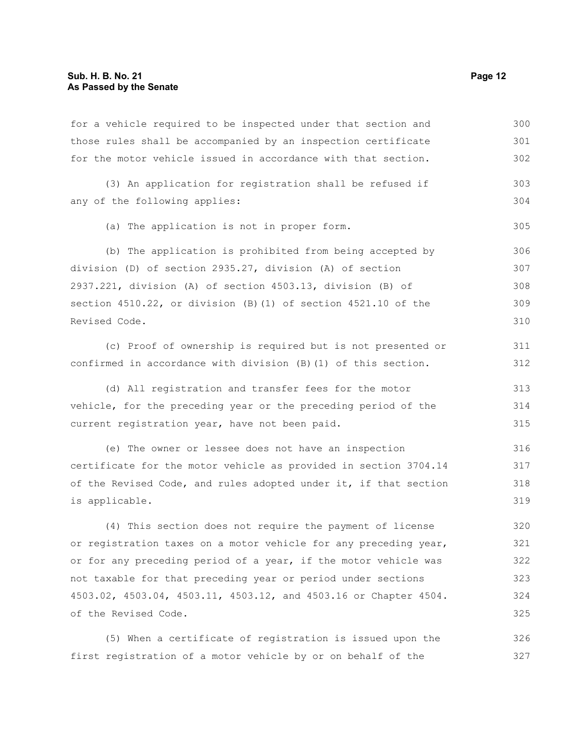for a vehicle required to be inspected under that section and those rules shall be accompanied by an inspection certificate for the motor vehicle issued in accordance with that section.

(3) An application for registration shall be refused if any of the following applies:

(a) The application is not in proper form.

(b) The application is prohibited from being accepted by division (D) of section 2935.27, division (A) of section 2937.221, division (A) of section 4503.13, division (B) of section 4510.22, or division (B)(1) of section 4521.10 of the Revised Code.

(c) Proof of ownership is required but is not presented or confirmed in accordance with division (B)(1) of this section.

(d) All registration and transfer fees for the motor vehicle, for the preceding year or the preceding period of the current registration year, have not been paid.

(e) The owner or lessee does not have an inspection certificate for the motor vehicle as provided in section 3704.14 of the Revised Code, and rules adopted under it, if that section is applicable.

(4) This section does not require the payment of license or registration taxes on a motor vehicle for any preceding year, or for any preceding period of a year, if the motor vehicle was not taxable for that preceding year or period under sections 4503.02, 4503.04, 4503.11, 4503.12, and 4503.16 or Chapter 4504. of the Revised Code.

(5) When a certificate of registration is issued upon the first registration of a motor vehicle by or on behalf of the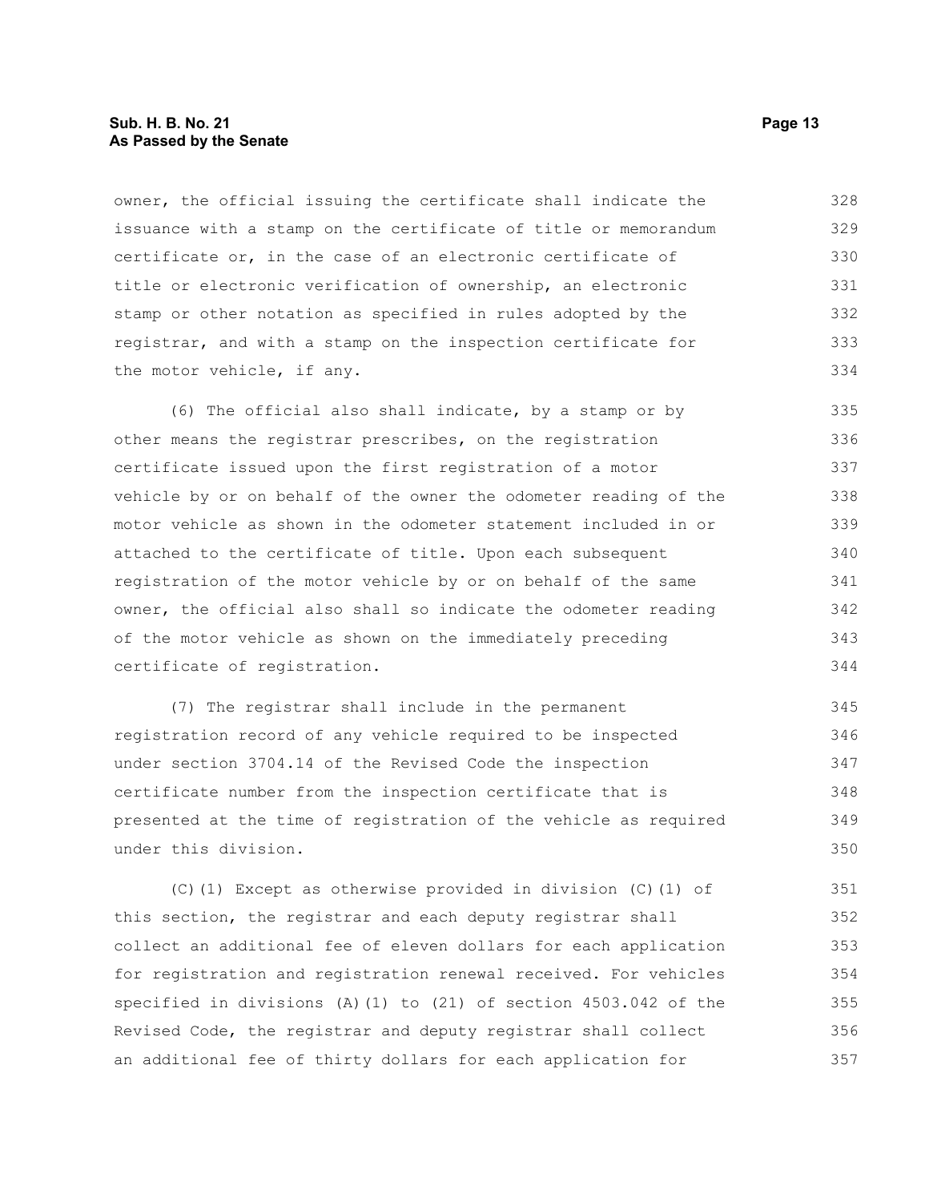owner, the official issuing the certificate shall indicate the issuance with a stamp on the certificate of title or memorandum certificate or, in the case of an electronic certificate of title or electronic verification of ownership, an electronic stamp or other notation as specified in rules adopted by the registrar, and with a stamp on the inspection certificate for the motor vehicle, if any.

(6) The official also shall indicate, by a stamp or by other means the registrar prescribes, on the registration certificate issued upon the first registration of a motor vehicle by or on behalf of the owner the odometer reading of the motor vehicle as shown in the odometer statement included in or attached to the certificate of title. Upon each subsequent registration of the motor vehicle by or on behalf of the same owner, the official also shall so indicate the odometer reading of the motor vehicle as shown on the immediately preceding certificate of registration.

(7) The registrar shall include in the permanent registration record of any vehicle required to be inspected under section 3704.14 of the Revised Code the inspection certificate number from the inspection certificate that is presented at the time of registration of the vehicle as required under this division.

(C)(1) Except as otherwise provided in division (C)(1) of this section, the registrar and each deputy registrar shall collect an additional fee of eleven dollars for each application for registration and registration renewal received. For vehicles specified in divisions (A)(1) to (21) of section 4503.042 of the Revised Code, the registrar and deputy registrar shall collect an additional fee of thirty dollars for each application for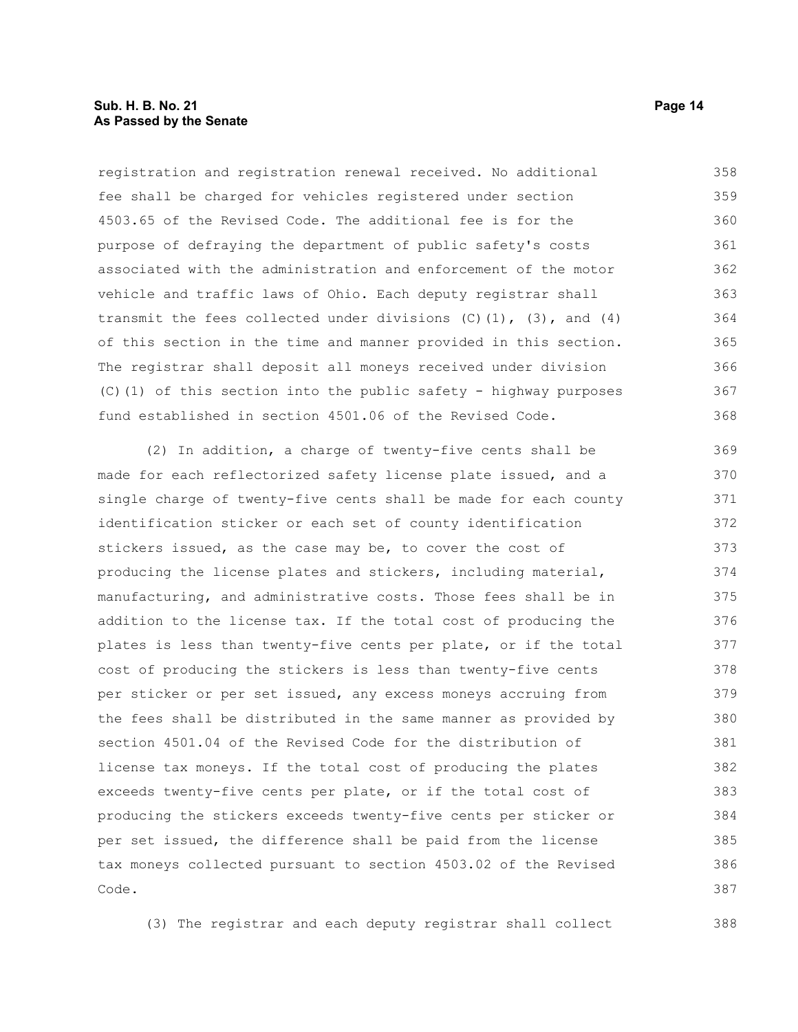registration and registration renewal received. No additional fee shall be charged for vehicles registered under section 4503.65 of the Revised Code. The additional fee is for the purpose of defraying the department of public safety's costs associated with the administration and enforcement of the motor vehicle and traffic laws of Ohio. Each deputy registrar shall transmit the fees collected under divisions (C)(1), (3), and (4) of this section in the time and manner provided in this section. The registrar shall deposit all moneys received under division (C)(1) of this section into the public safety - highway purposes fund established in section 4501.06 of the Revised Code.

(2) In addition, a charge of twenty-five cents shall be made for each reflectorized safety license plate issued, and a single charge of twenty-five cents shall be made for each county identification sticker or each set of county identification stickers issued, as the case may be, to cover the cost of producing the license plates and stickers, including material, manufacturing, and administrative costs. Those fees shall be in addition to the license tax. If the total cost of producing the plates is less than twenty-five cents per plate, or if the total cost of producing the stickers is less than twenty-five cents per sticker or per set issued, any excess moneys accruing from the fees shall be distributed in the same manner as provided by section 4501.04 of the Revised Code for the distribution of license tax moneys. If the total cost of producing the plates exceeds twenty-five cents per plate, or if the total cost of producing the stickers exceeds twenty-five cents per sticker or per set issued, the difference shall be paid from the license tax moneys collected pursuant to section 4503.02 of the Revised Code.

(3) The registrar and each deputy registrar shall collect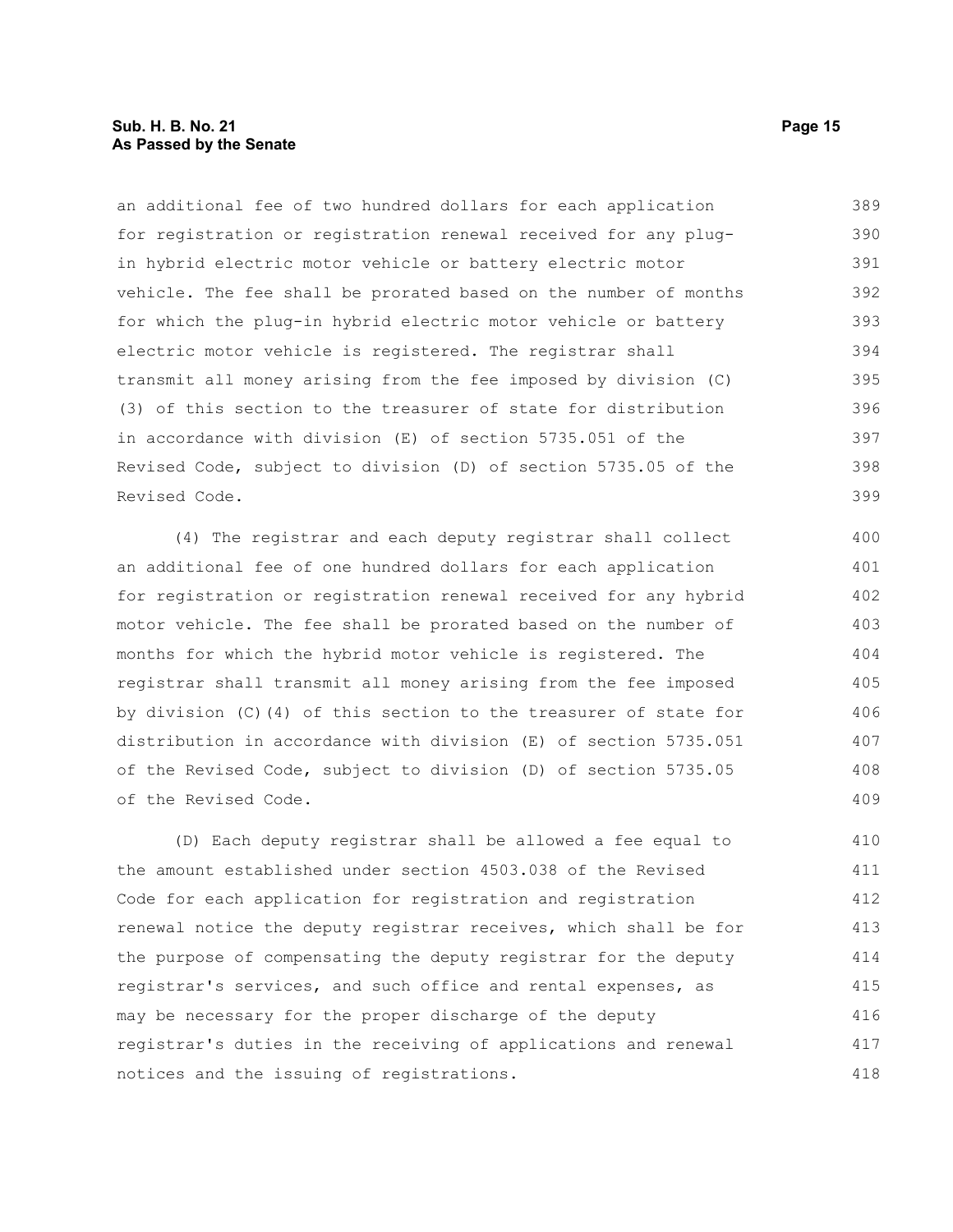an additional fee of two hundred dollars for each application for registration or registration renewal received for any plug-in hybrid electric motor vehicle or battery electric motor vehicle. The fee shall be prorated based on the number of months for which the plug-in hybrid electric motor vehicle or battery electric motor vehicle is registered. The registrar shall transmit all money arising from the fee imposed by division (C)(3) of this section to the treasurer of state for distribution in accordance with division (E) of section 5735.051 of the Revised Code, subject to division (D) of section 5735.05 of the Revised Code.

(4) The registrar and each deputy registrar shall collect an additional fee of one hundred dollars for each application for registration or registration renewal received for any hybrid motor vehicle. The fee shall be prorated based on the number of months for which the hybrid motor vehicle is registered. The registrar shall transmit all money arising from the fee imposed by division (C)(4) of this section to the treasurer of state for distribution in accordance with division (E) of section 5735.051 of the Revised Code, subject to division (D) of section 5735.05 of the Revised Code.

(D) Each deputy registrar shall be allowed a fee equal to the amount established under section 4503.038 of the Revised Code for each application for registration and registration renewal notice the deputy registrar receives, which shall be for the purpose of compensating the deputy registrar for the deputy registrar's services, and such office and rental expenses, as may be necessary for the proper discharge of the deputy registrar's duties in the receiving of applications and renewal notices and the issuing of registrations.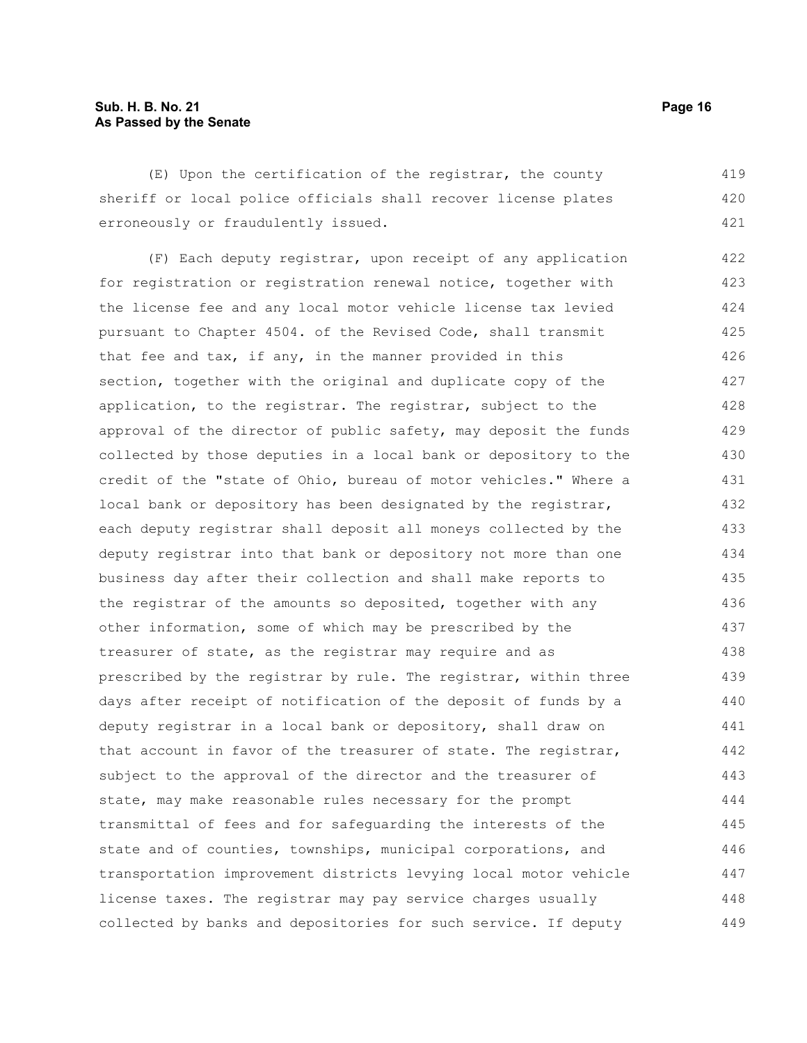(E) Upon the certification of the registrar, the county sheriff or local police officials shall recover license plates erroneously or fraudulently issued.

(F) Each deputy registrar, upon receipt of any application for registration or registration renewal notice, together with the license fee and any local motor vehicle license tax levied pursuant to Chapter 4504. of the Revised Code, shall transmit that fee and tax, if any, in the manner provided in this section, together with the original and duplicate copy of the application, to the registrar. The registrar, subject to the approval of the director of public safety, may deposit the funds collected by those deputies in a local bank or depository to the credit of the "state of Ohio, bureau of motor vehicles." Where a local bank or depository has been designated by the registrar, each deputy registrar shall deposit all moneys collected by the deputy registrar into that bank or depository not more than one business day after their collection and shall make reports to the registrar of the amounts so deposited, together with any other information, some of which may be prescribed by the treasurer of state, as the registrar may require and as prescribed by the registrar by rule. The registrar, within three days after receipt of notification of the deposit of funds by a deputy registrar in a local bank or depository, shall draw on that account in favor of the treasurer of state. The registrar, subject to the approval of the director and the treasurer of state, may make reasonable rules necessary for the prompt transmittal of fees and for safeguarding the interests of the state and of counties, townships, municipal corporations, and transportation improvement districts levying local motor vehicle license taxes. The registrar may pay service charges usually collected by banks and depositories for such service. If deputy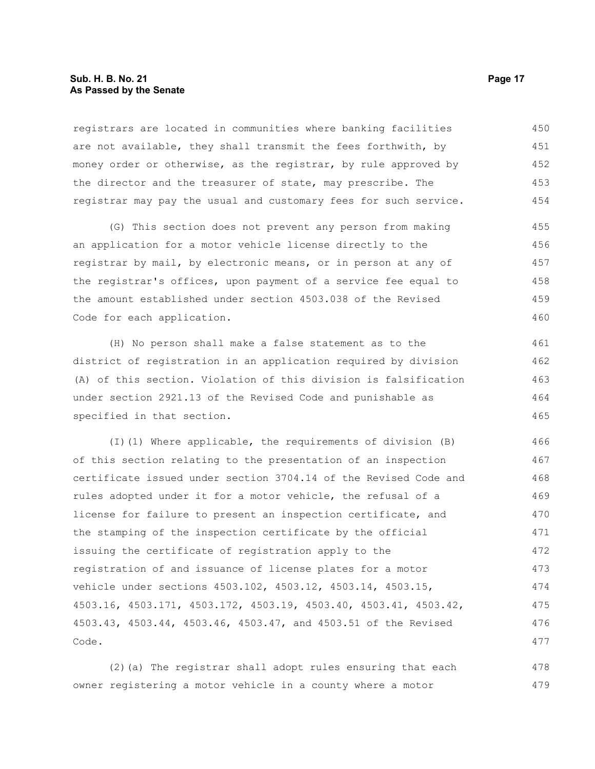registrars are located in communities where banking facilities are not available, they shall transmit the fees forthwith, by money order or otherwise, as the registrar, by rule approved by the director and the treasurer of state, may prescribe. The registrar may pay the usual and customary fees for such service.

(G) This section does not prevent any person from making an application for a motor vehicle license directly to the registrar by mail, by electronic means, or in person at any of the registrar's offices, upon payment of a service fee equal to the amount established under section 4503.038 of the Revised Code for each application.

(H) No person shall make a false statement as to the district of registration in an application required by division (A) of this section. Violation of this division is falsification under section 2921.13 of the Revised Code and punishable as specified in that section.

(I)(1) Where applicable, the requirements of division (B) of this section relating to the presentation of an inspection certificate issued under section 3704.14 of the Revised Code and rules adopted under it for a motor vehicle, the refusal of a license for failure to present an inspection certificate, and the stamping of the inspection certificate by the official issuing the certificate of registration apply to the registration of and issuance of license plates for a motor vehicle under sections 4503.102, 4503.12, 4503.14, 4503.15, 4503.16, 4503.171, 4503.172, 4503.19, 4503.40, 4503.41, 4503.42, 4503.43, 4503.44, 4503.46, 4503.47, and 4503.51 of the Revised Code.

(2)(a) The registrar shall adopt rules ensuring that each owner registering a motor vehicle in a county where a motor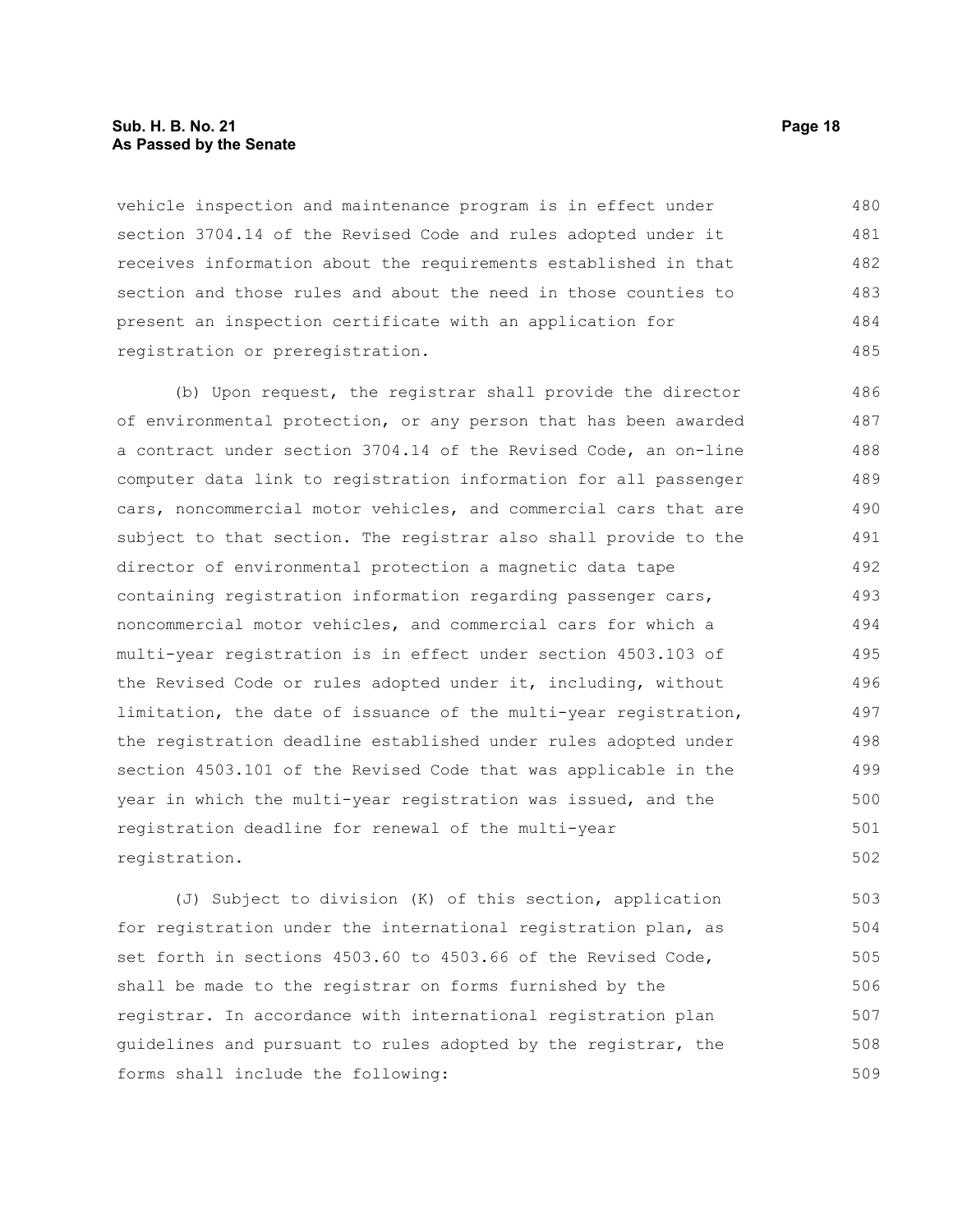vehicle inspection and maintenance program is in effect under section 3704.14 of the Revised Code and rules adopted under it receives information about the requirements established in that section and those rules and about the need in those counties to present an inspection certificate with an application for registration or preregistration.

(b) Upon request, the registrar shall provide the director of environmental protection, or any person that has been awarded a contract under section 3704.14 of the Revised Code, an on-line computer data link to registration information for all passenger cars, noncommercial motor vehicles, and commercial cars that are subject to that section. The registrar also shall provide to the director of environmental protection a magnetic data tape containing registration information regarding passenger cars, noncommercial motor vehicles, and commercial cars for which a multi-year registration is in effect under section 4503.103 of the Revised Code or rules adopted under it, including, without limitation, the date of issuance of the multi-year registration, the registration deadline established under rules adopted under section 4503.101 of the Revised Code that was applicable in the year in which the multi-year registration was issued, and the registration deadline for renewal of the multi-year registration.

(J) Subject to division (K) of this section, application for registration under the international registration plan, as set forth in sections 4503.60 to 4503.66 of the Revised Code, shall be made to the registrar on forms furnished by the registrar. In accordance with international registration plan guidelines and pursuant to rules adopted by the registrar, the forms shall include the following: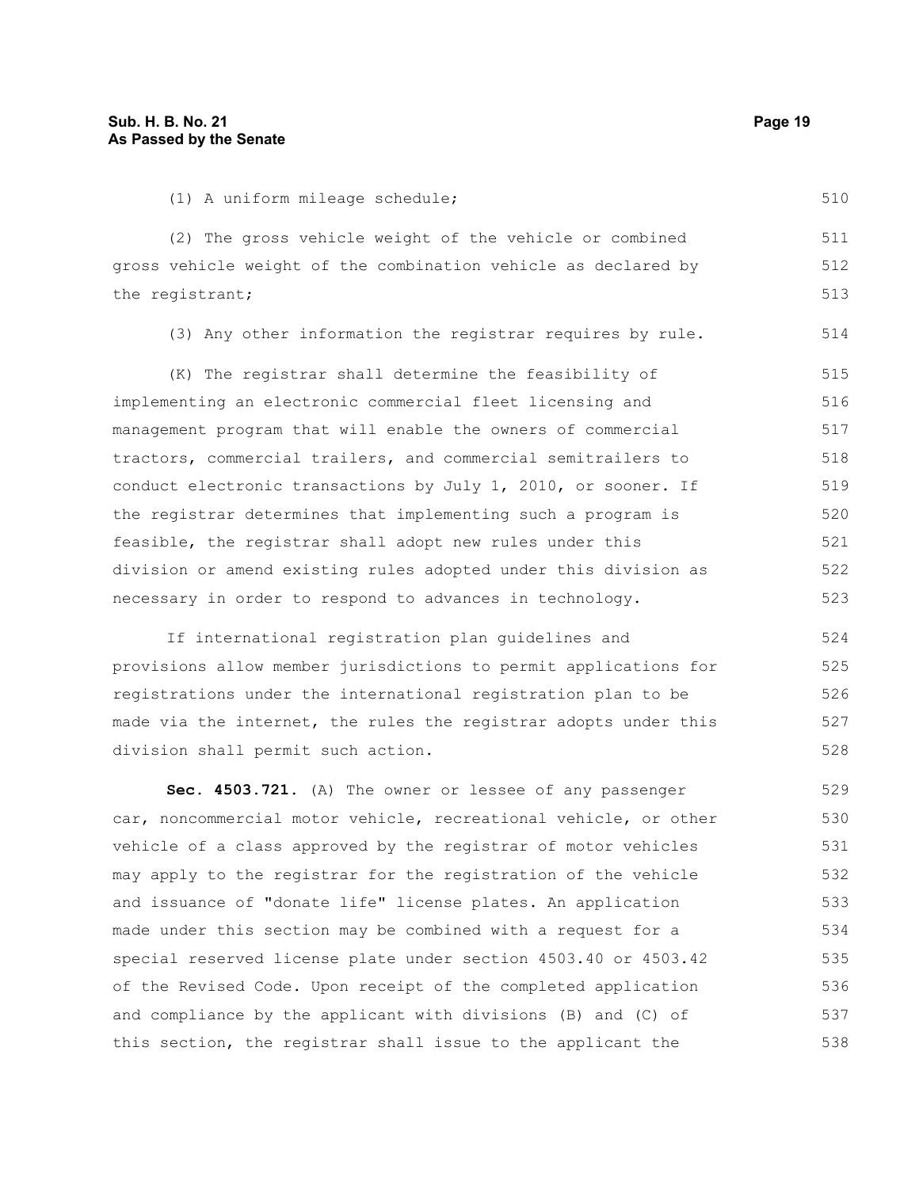(1) A uniform mileage schedule;

(2) The gross vehicle weight of the vehicle or combined gross vehicle weight of the combination vehicle as declared by the registrant;

(3) Any other information the registrar requires by rule.

(K) The registrar shall determine the feasibility of implementing an electronic commercial fleet licensing and management program that will enable the owners of commercial tractors, commercial trailers, and commercial semitrailers to conduct electronic transactions by July 1, 2010, or sooner. If the registrar determines that implementing such a program is feasible, the registrar shall adopt new rules under this division or amend existing rules adopted under this division as necessary in order to respond to advances in technology.

If international registration plan guidelines and provisions allow member jurisdictions to permit applications for registrations under the international registration plan to be made via the internet, the rules the registrar adopts under this division shall permit such action.

**Sec. 4503.721.** (A) The owner or lessee of any passenger car, noncommercial motor vehicle, recreational vehicle, or other vehicle of a class approved by the registrar of motor vehicles may apply to the registrar for the registration of the vehicle and issuance of "donate life" license plates. An application made under this section may be combined with a request for a special reserved license plate under section 4503.40 or 4503.42 of the Revised Code. Upon receipt of the completed application and compliance by the applicant with divisions (B) and (C) of this section, the registrar shall issue to the applicant the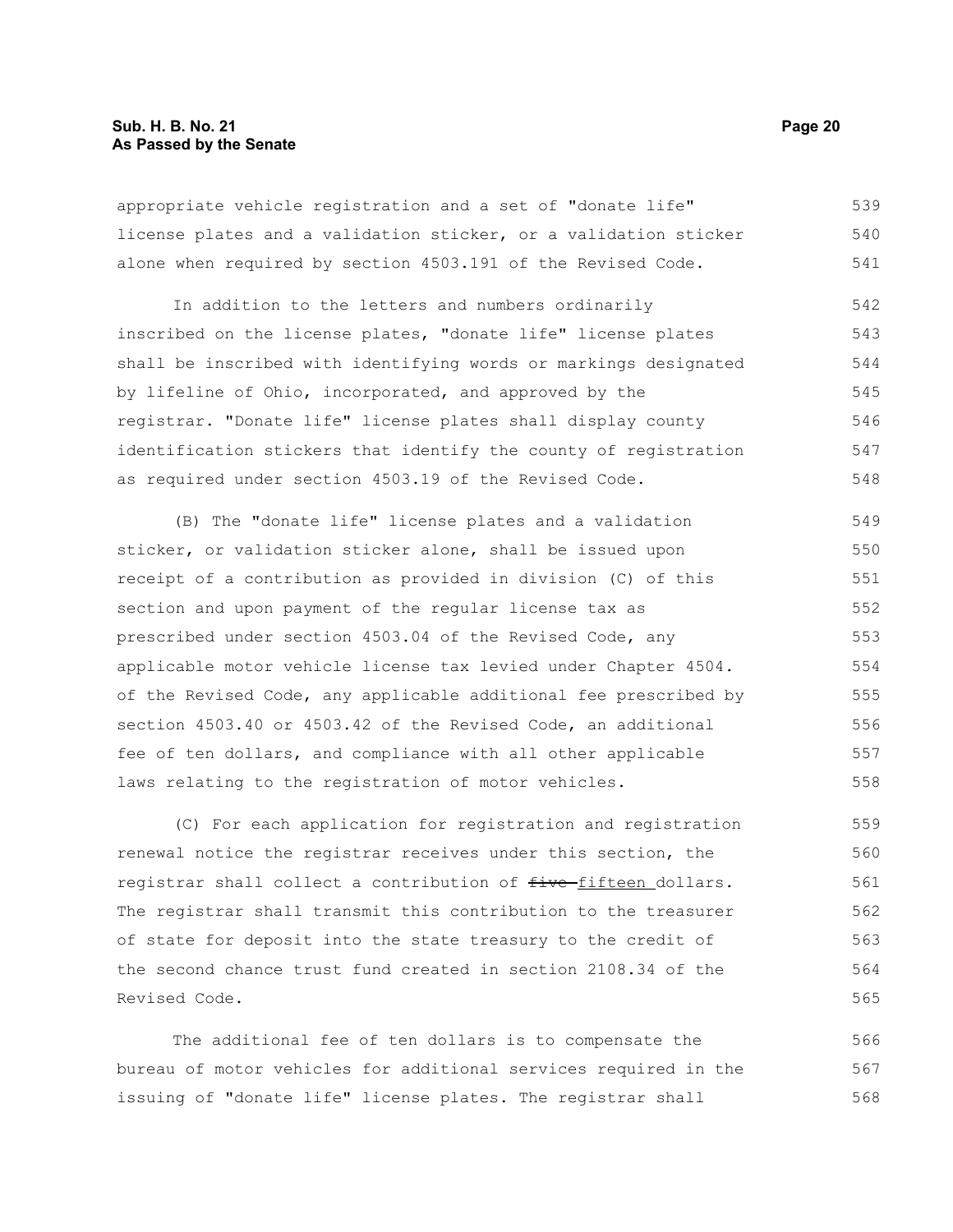appropriate vehicle registration and a set of "donate life" license plates and a validation sticker, or a validation sticker alone when required by section 4503.191 of the Revised Code.

In addition to the letters and numbers ordinarily inscribed on the license plates, "donate life" license plates shall be inscribed with identifying words or markings designated by lifeline of Ohio, incorporated, and approved by the registrar. "Donate life" license plates shall display county identification stickers that identify the county of registration as required under section 4503.19 of the Revised Code.

(B) The "donate life" license plates and a validation sticker, or validation sticker alone, shall be issued upon receipt of a contribution as provided in division (C) of this section and upon payment of the regular license tax as prescribed under section 4503.04 of the Revised Code, any applicable motor vehicle license tax levied under Chapter 4504. of the Revised Code, any applicable additional fee prescribed by section 4503.40 or 4503.42 of the Revised Code, an additional fee of ten dollars, and compliance with all other applicable laws relating to the registration of motor vehicles.

(C) For each application for registration and registration renewal notice the registrar receives under this section, the registrar shall collect a contribution of ~~five~~ fifteen dollars. The registrar shall transmit this contribution to the treasurer of state for deposit into the state treasury to the credit of the second chance trust fund created in section 2108.34 of the Revised Code.

The additional fee of ten dollars is to compensate the bureau of motor vehicles for additional services required in the issuing of "donate life" license plates. The registrar shall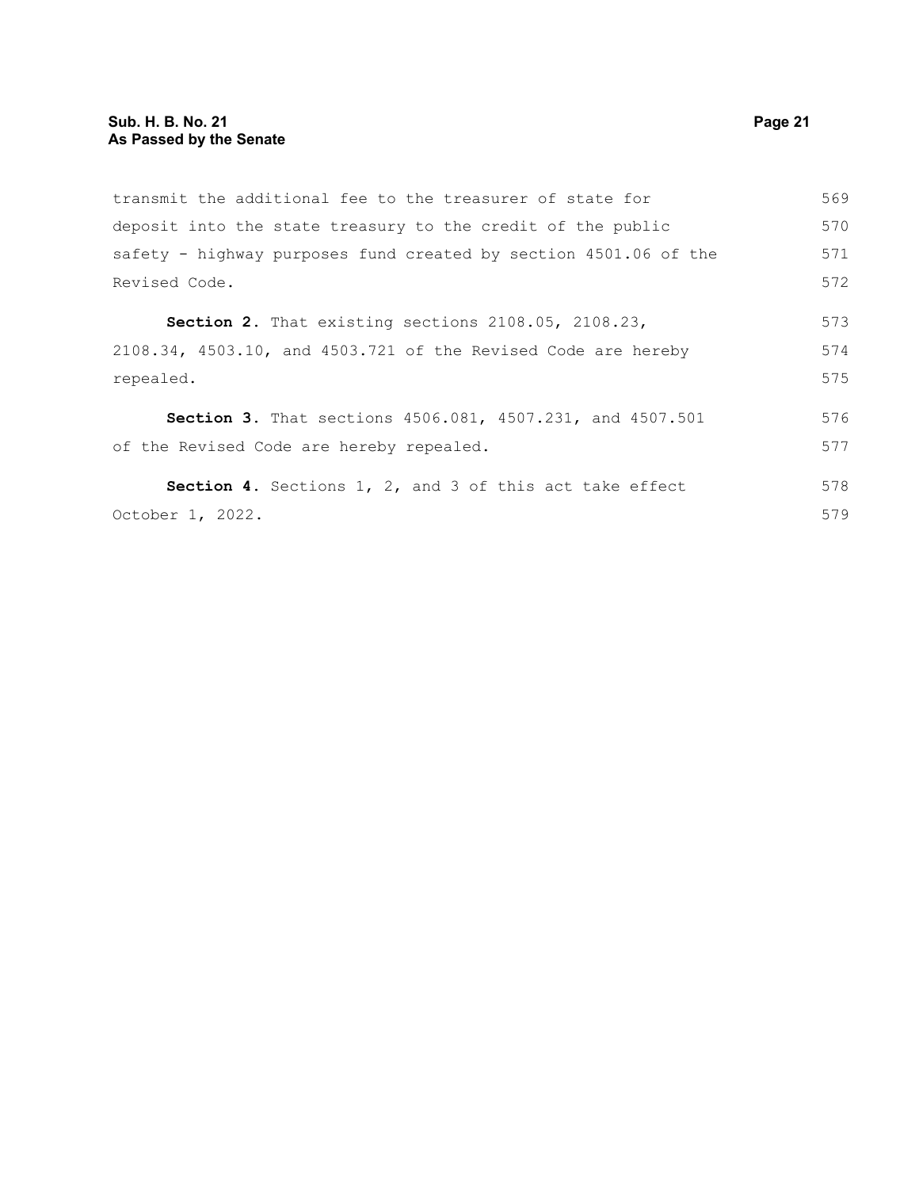transmit the additional fee to the treasurer of state for deposit into the state treasury to the credit of the public safety - highway purposes fund created by section 4501.06 of the Revised Code.

**Section 2.** That existing sections 2108.05, 2108.23, 2108.34, 4503.10, and 4503.721 of the Revised Code are hereby repealed.

**Section 3.** That sections 4506.081, 4507.231, and 4507.501 of the Revised Code are hereby repealed.

**Section 4.** Sections 1, 2, and 3 of this act take effect October 1, 2022.